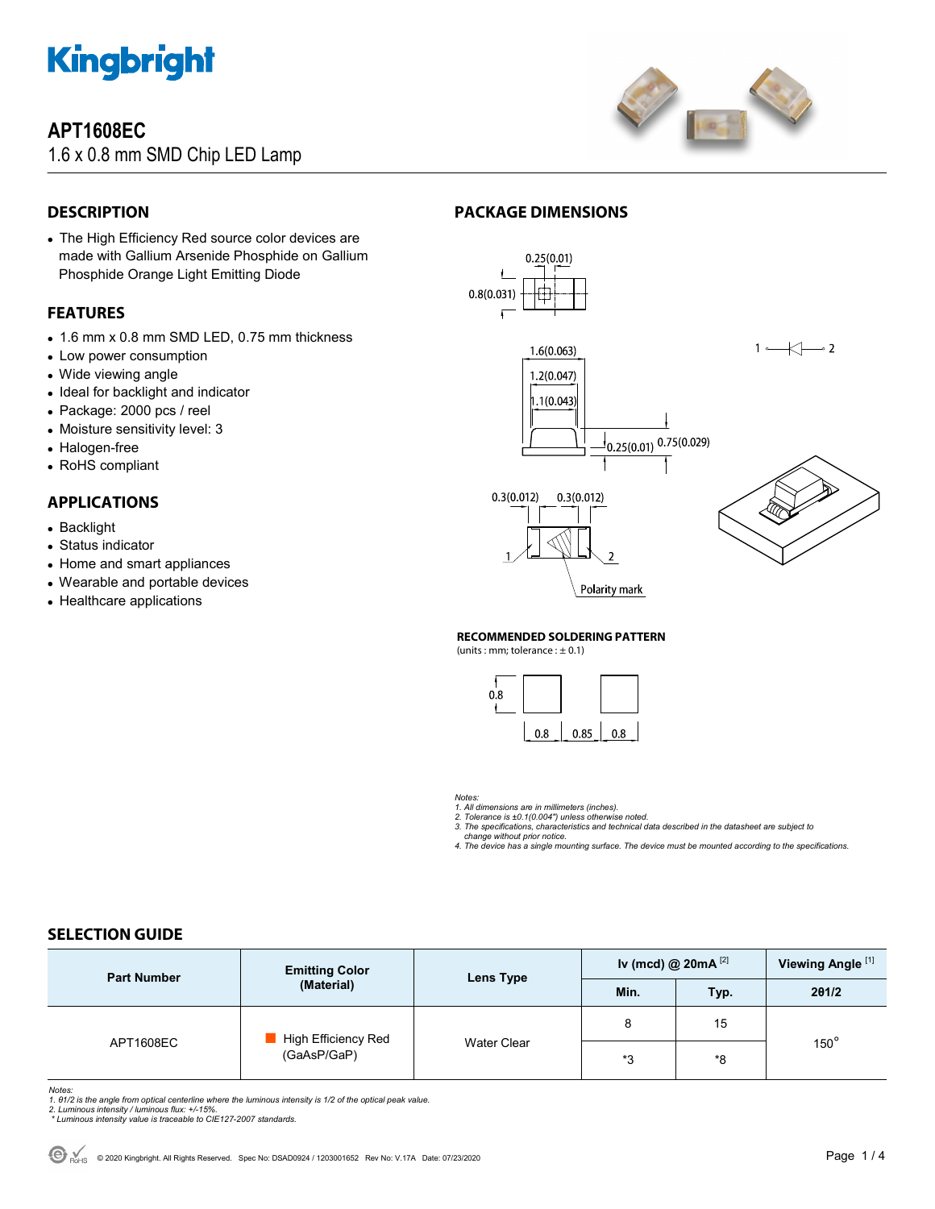Kingbright

# APT1608EC

1.6 x 0.8 mm SMD Chip LED Lamp

## DESCRIPTION

- The High Efficiency Red source color devices are made with Gallium Arsenide Phosphide on Gallium Phosphide Orange Light Emitting Diode

## FEATURES

- 1.6 mm x 0.8 mm SMD LED, 0.75 mm thickness
- Low power consumption
- Wide viewing angle
- Ideal for backlight and indicator
- Package: 2000 pcs / reel
- Moisture sensitivity level: 3
- Halogen-free
- RoHS compliant

## APPLICATIONS

- Backlight
- Status indicator
- Home and smart appliances
- Wearable and portable devices
- Healthcare applications

## PACKAGE DIMENSIONS

0.25(0.01)
0.8(0.031)
1.6(0.063)
1.2(0.047)
1.1(0.043)
0.25(0.01) 0.75(0.029)
1 2
0.3(0.012) 0.3(0.012)
1 2
Polarity mark

### RECOMMENDED SOLDERING PATTERN

(units : mm; tolerance : ± 0.1)

0.8
0.8 0.85 0.8

*Notes:*
*1. All dimensions are in millimeters (inches).*
*2. Tolerance is ±0.1(0.004") unless otherwise noted.*
*3. The specifications, characteristics and technical data described in the datasheet are subject to change without prior notice.*
*4. The device has a single mounting surface. The device must be mounted according to the specifications.*

## SELECTION GUIDE

| Part Number | Emitting Color (Material) | Lens Type | Iv (mcd) @ 20mA [2] | | Viewing Angle [1] |
|---|---|---|---|---|---|
| | | | Min. | Typ. | 2θ1/2 |
| APT1608EC | High Efficiency Red (GaAsP/GaP) | Water Clear | 8 | 15 | 150° |
| | | | *3 | *8 | |

*Notes:*
*1. θ1/2 is the angle from optical centerline where the luminous intensity is 1/2 of the optical peak value.*
*2. Luminous intensity / luminous flux: +/-15%.*
*\* Luminous intensity value is traceable to CIE127-2007 standards.*

© 2020 Kingbright. All Rights Reserved. Spec No: DSAD0924 / 1203001652 Rev No: V.17A Date: 07/23/2020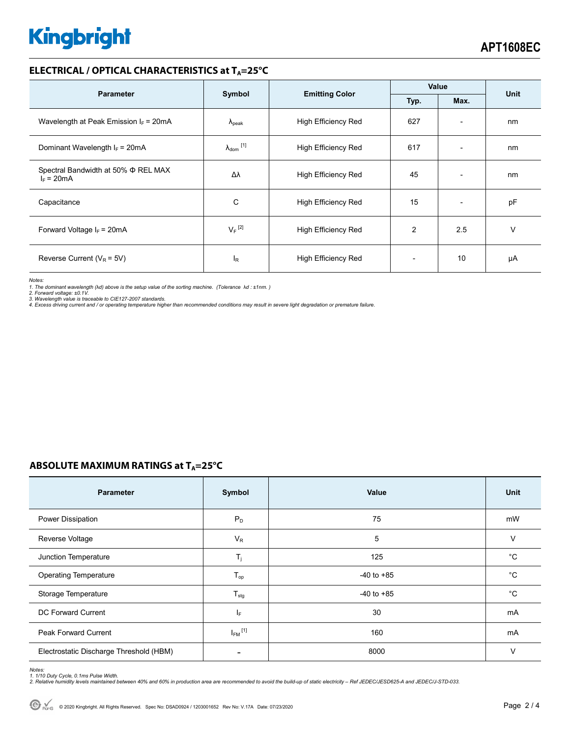## ELECTRICAL / OPTICAL CHARACTERISTICS at $T_A$=25°C

| Parameter | Symbol | Emitting Color | Value | | Unit |
|---|---|---|---|---|---|
| | | | Typ. | Max. | |
| Wavelength at Peak Emission $I_F$ = 20mA | $\lambda_{peak}$ | High Efficiency Red | 627 | - | nm |
| Dominant Wavelength $I_F$ = 20mA | $\lambda_{dom}$ [1] | High Efficiency Red | 617 | - | nm |
| Spectral Bandwidth at 50% Φ REL MAX $I_F$ = 20mA | Δλ | High Efficiency Red | 45 | - | nm |
| Capacitance | C | High Efficiency Red | 15 | - | pF |
| Forward Voltage $I_F$ = 20mA | $V_F$ [2] | High Efficiency Red | 2 | 2.5 | V |
| Reverse Current ($V_R$ = 5V) | $I_R$ | High Efficiency Red | - | 10 | μA |

*Notes:*
*1. The dominant wavelength (λd) above is the setup value of the sorting machine. (Tolerance λd : ±1nm. )*
*2. Forward voltage: ±0.1V.*
*3. Wavelength value is traceable to CIE127-2007 standards.*
*4. Excess driving current and / or operating temperature higher than recommended conditions may result in severe light degradation or premature failure.*

## ABSOLUTE MAXIMUM RATINGS at $T_A$=25°C

| Parameter | Symbol | Value | Unit |
|---|---|---|---|
| Power Dissipation | $P_D$ | 75 | mW |
| Reverse Voltage | $V_R$ | 5 | V |
| Junction Temperature | $T_j$ | 125 | °C |
| Operating Temperature | $T_{op}$ | -40 to +85 | °C |
| Storage Temperature | $T_{stg}$ | -40 to +85 | °C |
| DC Forward Current | $I_F$ | 30 | mA |
| Peak Forward Current | $I_{FM}$ [1] | 160 | mA |
| Electrostatic Discharge Threshold (HBM) | - | 8000 | V |

*Notes:*
*1. 1/10 Duty Cycle, 0.1ms Pulse Width.*
*2. Relative humidity levels maintained between 40% and 60% in production area are recommended to avoid the build-up of static electricity – Ref JEDEC/JESD625-A and JEDEC/J-STD-033.*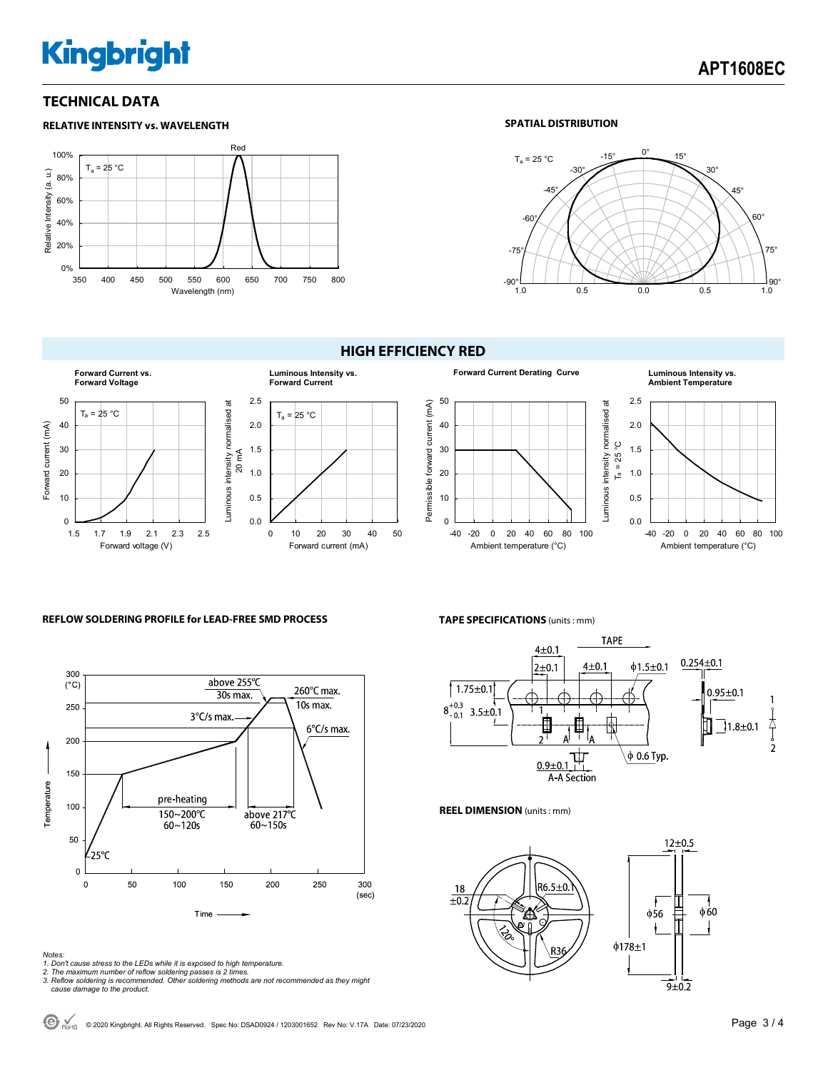## TECHNICAL DATA

### RELATIVE INTENSITY vs. WAVELENGTH

$T_a$ = 25 °C

Red

Relative Intensity (a. u.)

100%, 80%, 60%, 40%, 20%, 0%

350, 400, 450, 500, 550, 600, 650, 700, 750, 800

Wavelength (nm)

### SPATIAL DISTRIBUTION

$T_a$ = 25 °C

0°, 15°, 30°, 45°, 60°, 75°, 90°, -15°, -30°, -45°, -60°, -75°, -90°

1.0, 0.5, 0.0, 0.5, 1.0

## HIGH EFFICIENCY RED

**Forward Current vs. Forward Voltage**

$T_a$ = 25 °C

Forward current (mA): 0, 10, 20, 30, 40, 50

Forward voltage (V): 1.5, 1.7, 1.9, 2.1, 2.3, 2.5

**Luminous Intensity vs. Forward Current**

$T_a$ = 25 °C

Luminous intensity normalised at 20 mA: 0.0, 0.5, 1.0, 1.5, 2.0, 2.5

Forward current (mA): 0, 10, 20, 30, 40, 50

**Forward Current Derating Curve**

Permissible forward current (mA): 0, 10, 20, 30, 40, 50

Ambient temperature (°C): -40, -20, 0, 20, 40, 60, 80, 100

**Luminous Intensity vs. Ambient Temperature**

Luminous intensity normalised at $T_a$ = 25 °C: 0.0, 0.5, 1.0, 1.5, 2.0, 2.5

Ambient temperature (°C): -40, -20, 0, 20, 40, 60, 80, 100

### REFLOW SOLDERING PROFILE for LEAD-FREE SMD PROCESS

Temperature (°C): 0, 50, 100, 150, 200, 250, 300

Time (sec): 0, 50, 100, 150, 200, 250, 300

- 25°C
- pre-heating 150~200°C 60~120s
- 3°C/s max.
- above 255°C 30s max.
- 260°C max. 10s max.
- above 217°C 60~150s
- 6°C/s max.

*Notes:*
*1. Don't cause stress to the LEDs while it is exposed to high temperature.*
*2. The maximum number of reflow soldering passes is 2 times.*
*3. Reflow soldering is recommended. Other soldering methods are not recommended as they might cause damage to the product.*

### TAPE SPECIFICATIONS (units : mm)

TAPE

4±0.1, 2±0.1, 4±0.1, ϕ1.5±0.1, 1.75±0.1, $8^{+0.3}_{-0.1}$, 3.5±0.1, ϕ 0.6 Typ., 0.9±0.1, A-A Section, 0.254±0.1, 0.95±0.1, 1.8±0.1, 1, 2, A

### REEL DIMENSION (units : mm)

18 ±0.2, R6.5±0.1, 120°, R36, 12±0.5, ϕ56, ϕ60, ϕ178±1, 9±0.2

© 2020 Kingbright. All Rights Reserved. Spec No: DSAD0924 / 1203001652 Rev No: V.17A Date: 07/23/2020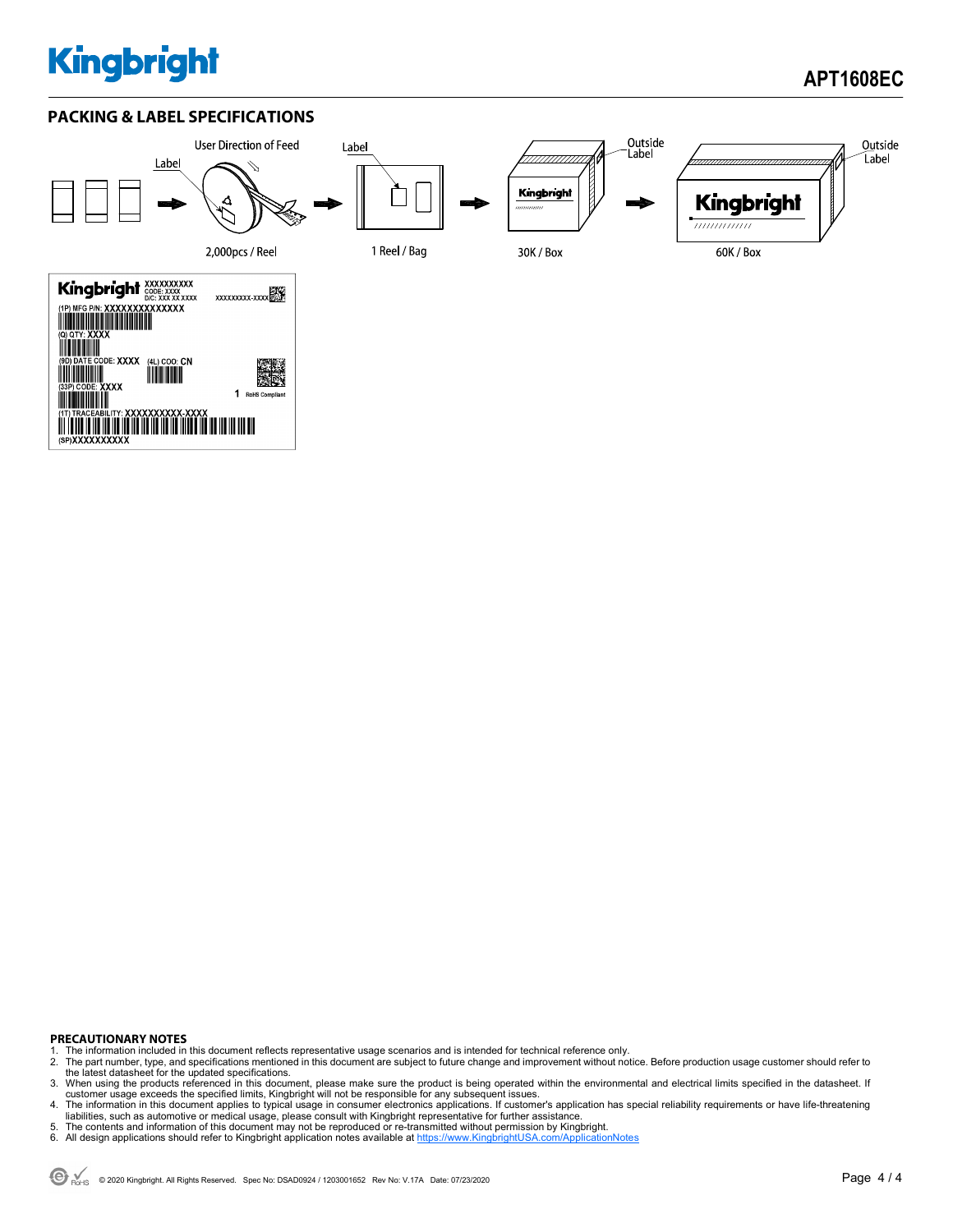## PACKING & LABEL SPECIFICATIONS

Label

User Direction of Feed

2,000pcs / Reel

Label

1 Reel / Bag

Outside Label

30K / Box

Outside Label

60K / Box

Kingbright XXXXXXXXXX
CODE: XXXX
D/C: XXX XX XXXX
XXXXXXXXX-XXXX
(1P) MFG P/N: XXXXXXXXXXXXXX
(Q) QTY: XXXX
(9D) DATE CODE: XXXX (4L) COO: CN
(33P) CODE: XXXX
1 RoHS Compliant
(1T) TRACEABILITY: XXXXXXXXXX-XXXX
(SP)XXXXXXXXXX

**PRECAUTIONARY NOTES**

1. The information included in this document reflects representative usage scenarios and is intended for technical reference only.
2. The part number, type, and specifications mentioned in this document are subject to future change and improvement without notice. Before production usage customer should refer to the latest datasheet for the updated specifications.
3. When using the products referenced in this document, please make sure the product is being operated within the environmental and electrical limits specified in the datasheet. If customer usage exceeds the specified limits, Kingbright will not be responsible for any subsequent issues.
4. The information in this document applies to typical usage in consumer electronics applications. If customer's application has special reliability requirements or have life-threatening liabilities, such as automotive or medical usage, please consult with Kingbright representative for further assistance.
5. The contents and information of this document may not be reproduced or re-transmitted without permission by Kingbright.
6. All design applications should refer to Kingbright application notes available at https://www.KingbrightUSA.com/ApplicationNotes

© 2020 Kingbright. All Rights Reserved. Spec No: DSAD0924 / 1203001652 Rev No: V.17A Date: 07/23/2020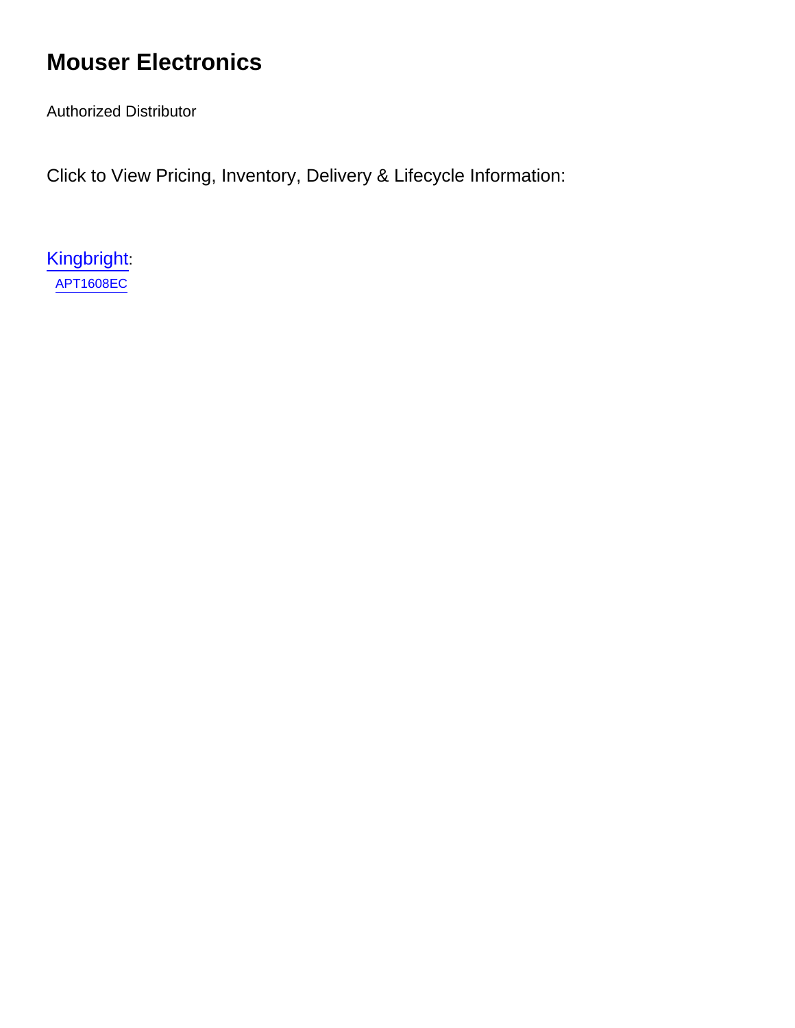# Mouser Electronics

Authorized Distributor

Click to View Pricing, Inventory, Delivery & Lifecycle Information:

Kingbright:

APT1608EC